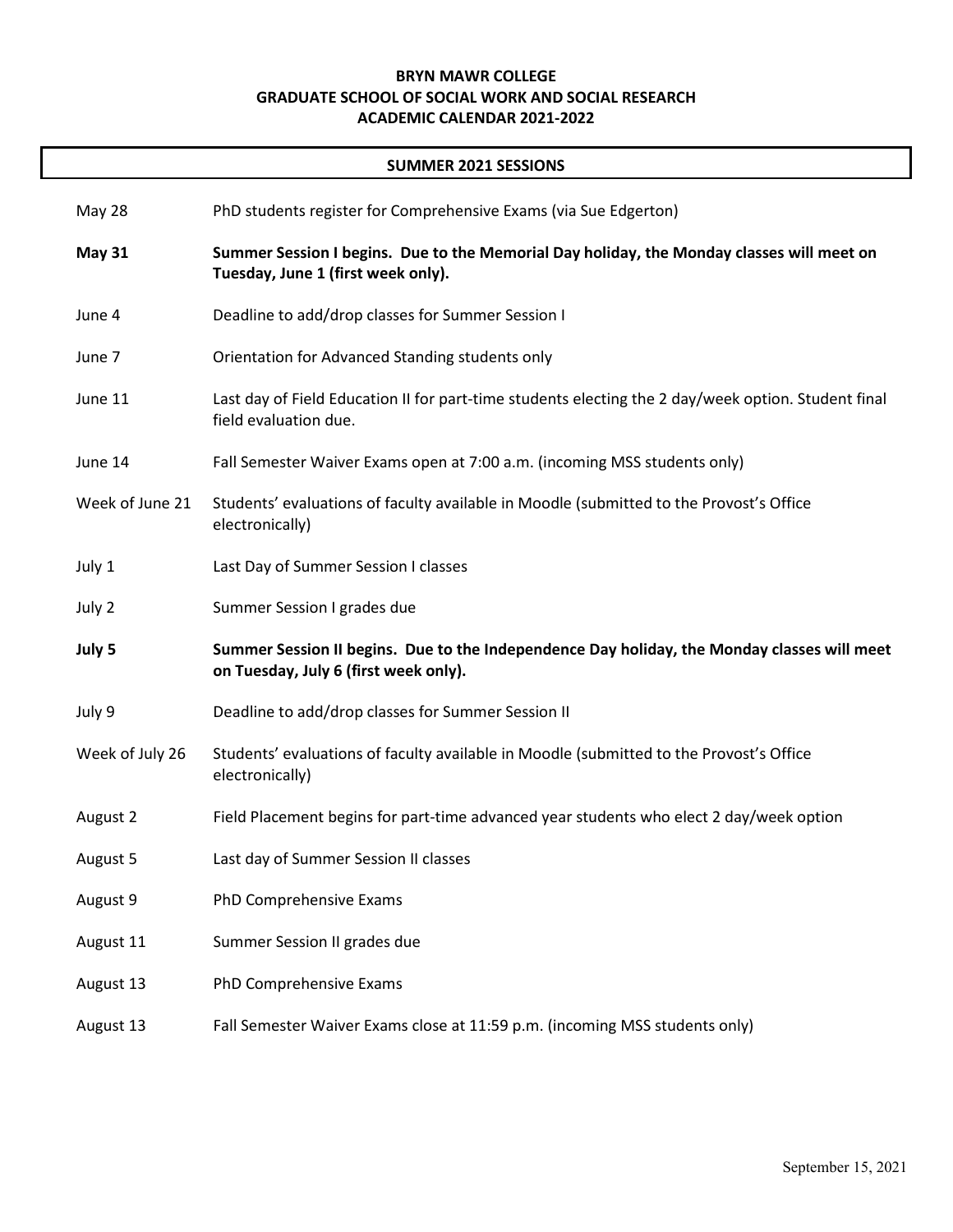**BRYN MAWR COLLEGE**
**GRADUATE SCHOOL OF SOCIAL WORK AND SOCIAL RESEARCH**
**ACADEMIC CALENDAR 2021-2022**

## SUMMER 2021 SESSIONS

| | |
|---|---|
| May 28 | PhD students register for Comprehensive Exams (via Sue Edgerton) |
| **May 31** | **Summer Session I begins. Due to the Memorial Day holiday, the Monday classes will meet on Tuesday, June 1 (first week only).** |
| June 4 | Deadline to add/drop classes for Summer Session I |
| June 7 | Orientation for Advanced Standing students only |
| June 11 | Last day of Field Education II for part-time students electing the 2 day/week option. Student final field evaluation due. |
| June 14 | Fall Semester Waiver Exams open at 7:00 a.m. (incoming MSS students only) |
| Week of June 21 | Students' evaluations of faculty available in Moodle (submitted to the Provost's Office electronically) |
| July 1 | Last Day of Summer Session I classes |
| July 2 | Summer Session I grades due |
| **July 5** | **Summer Session II begins. Due to the Independence Day holiday, the Monday classes will meet on Tuesday, July 6 (first week only).** |
| July 9 | Deadline to add/drop classes for Summer Session II |
| Week of July 26 | Students' evaluations of faculty available in Moodle (submitted to the Provost's Office electronically) |
| August 2 | Field Placement begins for part-time advanced year students who elect 2 day/week option |
| August 5 | Last day of Summer Session II classes |
| August 9 | PhD Comprehensive Exams |
| August 11 | Summer Session II grades due |
| August 13 | PhD Comprehensive Exams |
| August 13 | Fall Semester Waiver Exams close at 11:59 p.m. (incoming MSS students only) |

September 15, 2021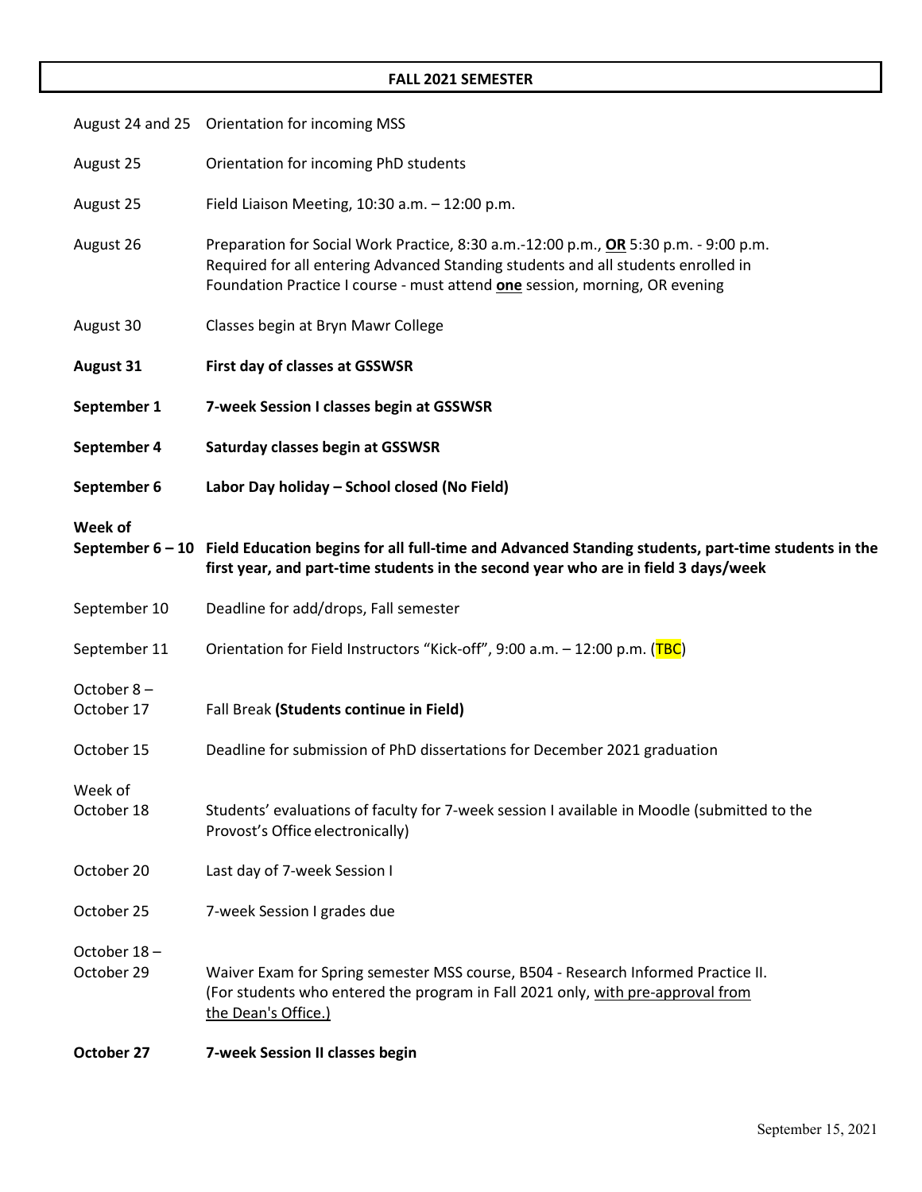## FALL 2021 SEMESTER

| | |
|---|---|
| August 24 and 25 | Orientation for incoming MSS |
| August 25 | Orientation for incoming PhD students |
| August 25 | Field Liaison Meeting, 10:30 a.m. – 12:00 p.m. |
| August 26 | Preparation for Social Work Practice, 8:30 a.m.-12:00 p.m., **OR** 5:30 p.m. - 9:00 p.m. Required for all entering Advanced Standing students and all students enrolled in Foundation Practice I course - must attend **one** session, morning, OR evening |
| August 30 | Classes begin at Bryn Mawr College |
| **August 31** | **First day of classes at GSSWSR** |
| **September 1** | **7-week Session I classes begin at GSSWSR** |
| **September 4** | **Saturday classes begin at GSSWSR** |
| **September 6** | **Labor Day holiday – School closed (No Field)** |
| **Week of September 6 – 10** | **Field Education begins for all full-time and Advanced Standing students, part-time students in the first year, and part-time students in the second year who are in field 3 days/week** |
| September 10 | Deadline for add/drops, Fall semester |
| September 11 | Orientation for Field Instructors "Kick-off", 9:00 a.m. – 12:00 p.m. (TBC) |
| October 8 – October 17 | Fall Break **(Students continue in Field)** |
| October 15 | Deadline for submission of PhD dissertations for December 2021 graduation |
| Week of October 18 | Students' evaluations of faculty for 7-week session I available in Moodle (submitted to the Provost's Office electronically) |
| October 20 | Last day of 7-week Session I |
| October 25 | 7-week Session I grades due |
| October 18 – October 29 | Waiver Exam for Spring semester MSS course, B504 - Research Informed Practice II. (For students who entered the program in Fall 2021 only, with pre-approval from the Dean's Office.) |
| **October 27** | **7-week Session II classes begin** |

September 15, 2021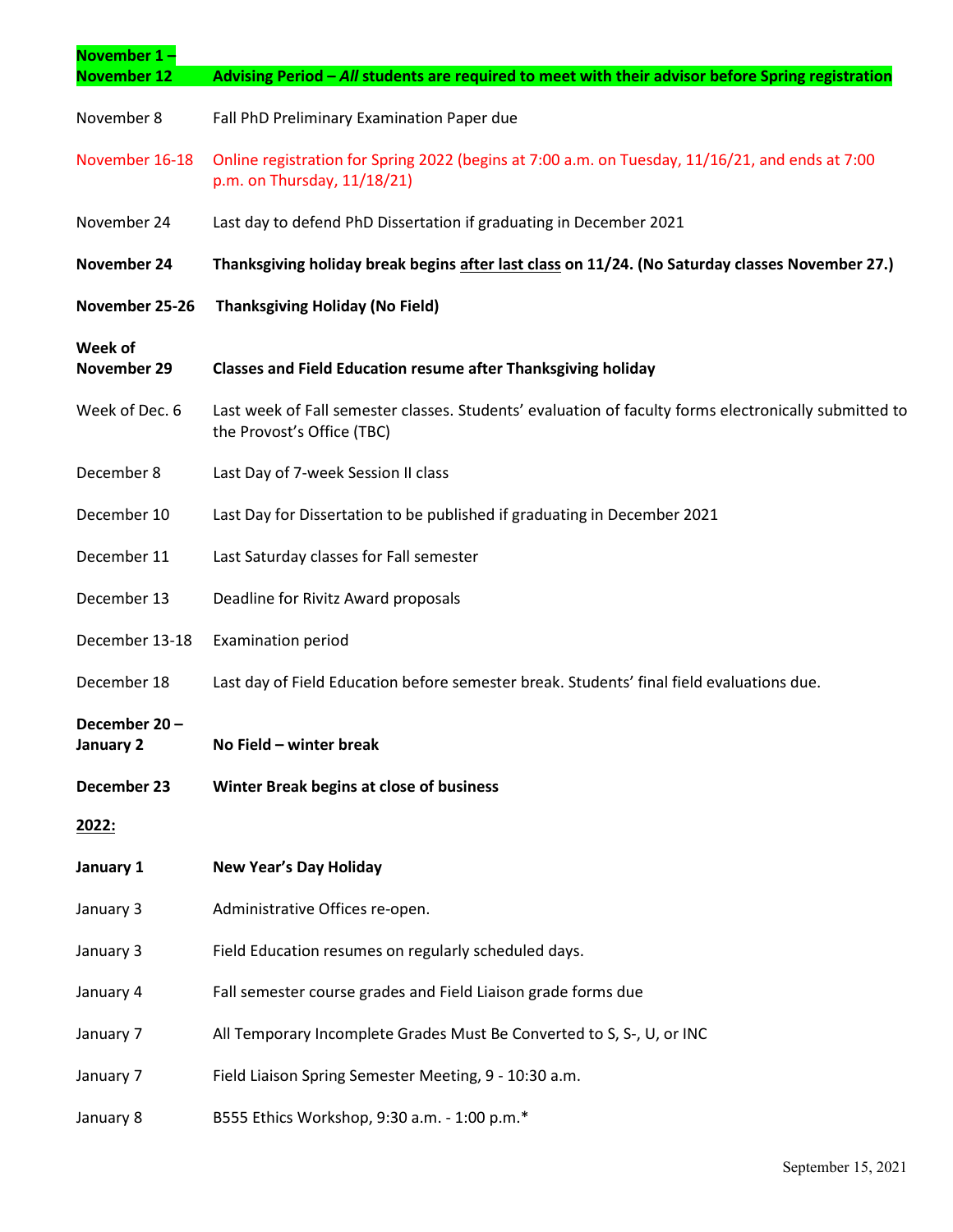| | |
|---|---|
| **November 1 – November 12** | **Advising Period – *All* students are required to meet with their advisor before Spring registration** |
| November 8 | Fall PhD Preliminary Examination Paper due |
| November 16-18 | Online registration for Spring 2022 (begins at 7:00 a.m. on Tuesday, 11/16/21, and ends at 7:00 p.m. on Thursday, 11/18/21) |
| November 24 | Last day to defend PhD Dissertation if graduating in December 2021 |
| **November 24** | **Thanksgiving holiday break begins after last class on 11/24. (No Saturday classes November 27.)** |
| **November 25-26** | **Thanksgiving Holiday (No Field)** |
| **Week of November 29** | **Classes and Field Education resume after Thanksgiving holiday** |
| Week of Dec. 6 | Last week of Fall semester classes. Students' evaluation of faculty forms electronically submitted to the Provost's Office (TBC) |
| December 8 | Last Day of 7-week Session II class |
| December 10 | Last Day for Dissertation to be published if graduating in December 2021 |
| December 11 | Last Saturday classes for Fall semester |
| December 13 | Deadline for Rivitz Award proposals |
| December 13-18 | Examination period |
| December 18 | Last day of Field Education before semester break. Students' final field evaluations due. |
| **December 20 – January 2** | **No Field – winter break** |
| **December 23** | **Winter Break begins at close of business** |

**2022:**

| | |
|---|---|
| **January 1** | **New Year's Day Holiday** |
| January 3 | Administrative Offices re-open. |
| January 3 | Field Education resumes on regularly scheduled days. |
| January 4 | Fall semester course grades and Field Liaison grade forms due |
| January 7 | All Temporary Incomplete Grades Must Be Converted to S, S-, U, or INC |
| January 7 | Field Liaison Spring Semester Meeting, 9 - 10:30 a.m. |
| January 8 | B555 Ethics Workshop, 9:30 a.m. - 1:00 p.m.* |

September 15, 2021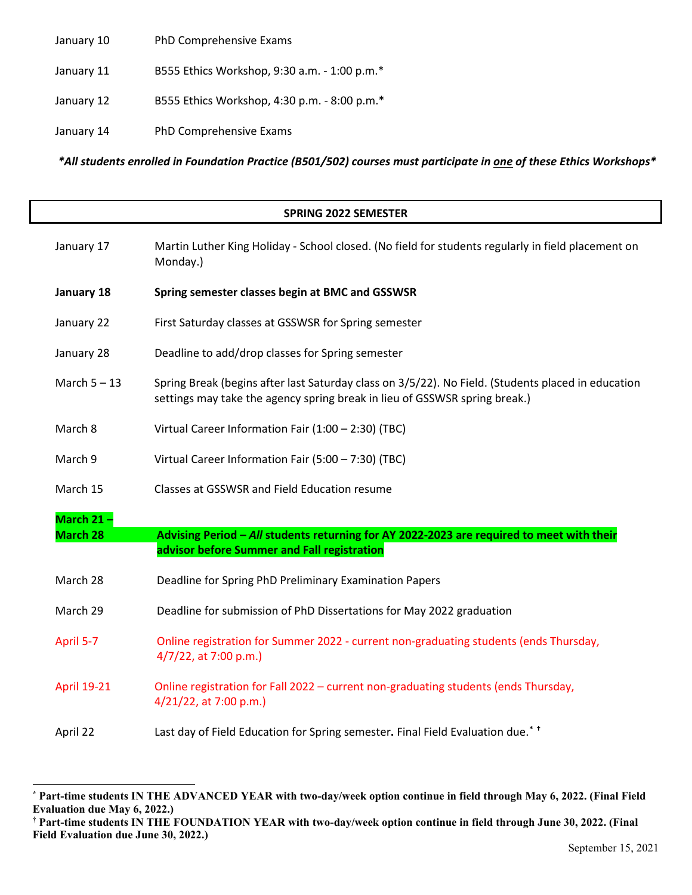| | |
|---|---|
| January 10 | PhD Comprehensive Exams |
| January 11 | B555 Ethics Workshop, 9:30 a.m. - 1:00 p.m.* |
| January 12 | B555 Ethics Workshop, 4:30 p.m. - 8:00 p.m.* |
| January 14 | PhD Comprehensive Exams |

***All students enrolled in Foundation Practice (B501/502) courses must participate in one of these Ethics Workshops***

## SPRING 2022 SEMESTER

| | |
|---|---|
| January 17 | Martin Luther King Holiday - School closed. (No field for students regularly in field placement on Monday.) |
| **January 18** | **Spring semester classes begin at BMC and GSSWSR** |
| January 22 | First Saturday classes at GSSWSR for Spring semester |
| January 28 | Deadline to add/drop classes for Spring semester |
| March 5 – 13 | Spring Break (begins after last Saturday class on 3/5/22). No Field. (Students placed in education settings may take the agency spring break in lieu of GSSWSR spring break.) |
| March 8 | Virtual Career Information Fair (1:00 – 2:30) (TBC) |
| March 9 | Virtual Career Information Fair (5:00 – 7:30) (TBC) |
| March 15 | Classes at GSSWSR and Field Education resume |
| **March 21 – March 28** | **Advising Period – *All* students returning for AY 2022-2023 are required to meet with their advisor before Summer and Fall registration** |
| March 28 | Deadline for Spring PhD Preliminary Examination Papers |
| March 29 | Deadline for submission of PhD Dissertations for May 2022 graduation |
| April 5-7 | Online registration for Summer 2022 - current non-graduating students (ends Thursday, 4/7/22, at 7:00 p.m.) |
| April 19-21 | Online registration for Fall 2022 – current non-graduating students (ends Thursday, 4/21/22, at 7:00 p.m.) |
| April 22 | Last day of Field Education for Spring semester**.** Final Field Evaluation due.* † |

* **Part-time students IN THE ADVANCED YEAR with two-day/week option continue in field through May 6, 2022. (Final Field Evaluation due May 6, 2022.)**

† **Part-time students IN THE FOUNDATION YEAR with two-day/week option continue in field through June 30, 2022. (Final Field Evaluation due June 30, 2022.)**

September 15, 2021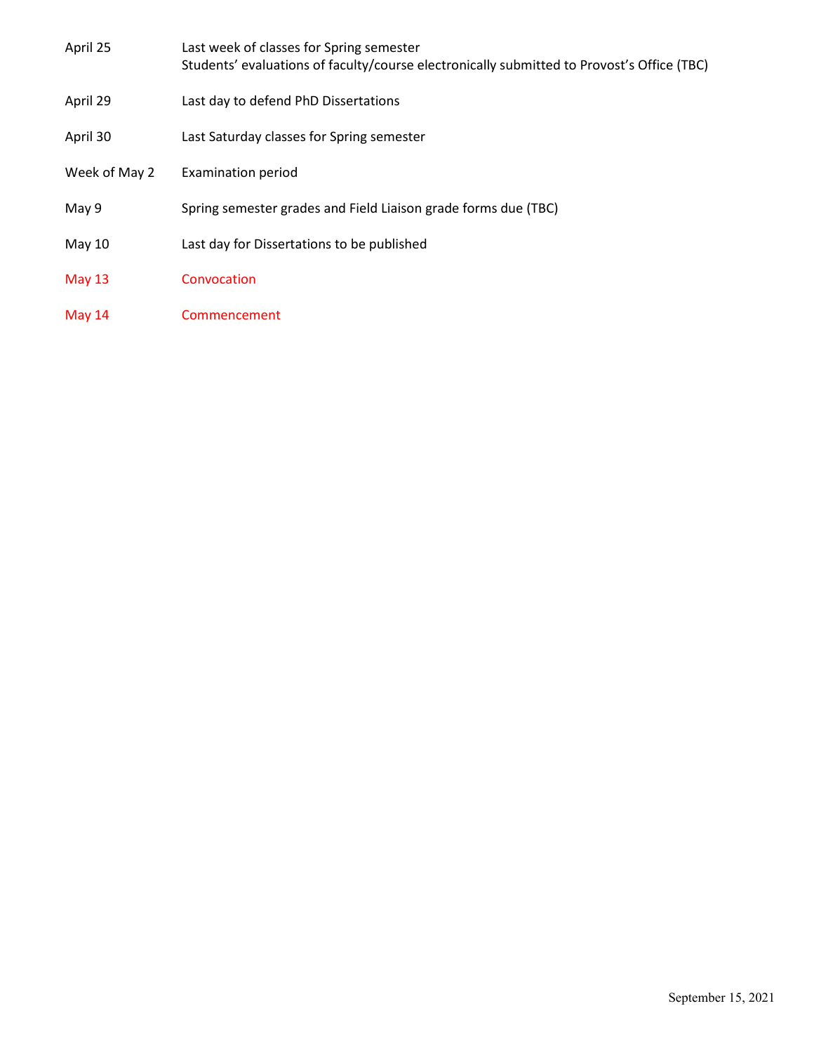| | |
|---|---|
| April 25 | Last week of classes for Spring semester<br>Students' evaluations of faculty/course electronically submitted to Provost's Office (TBC) |
| April 29 | Last day to defend PhD Dissertations |
| April 30 | Last Saturday classes for Spring semester |
| Week of May 2 | Examination period |
| May 9 | Spring semester grades and Field Liaison grade forms due (TBC) |
| May 10 | Last day for Dissertations to be published |
| May 13 | Convocation |
| May 14 | Commencement |

September 15, 2021